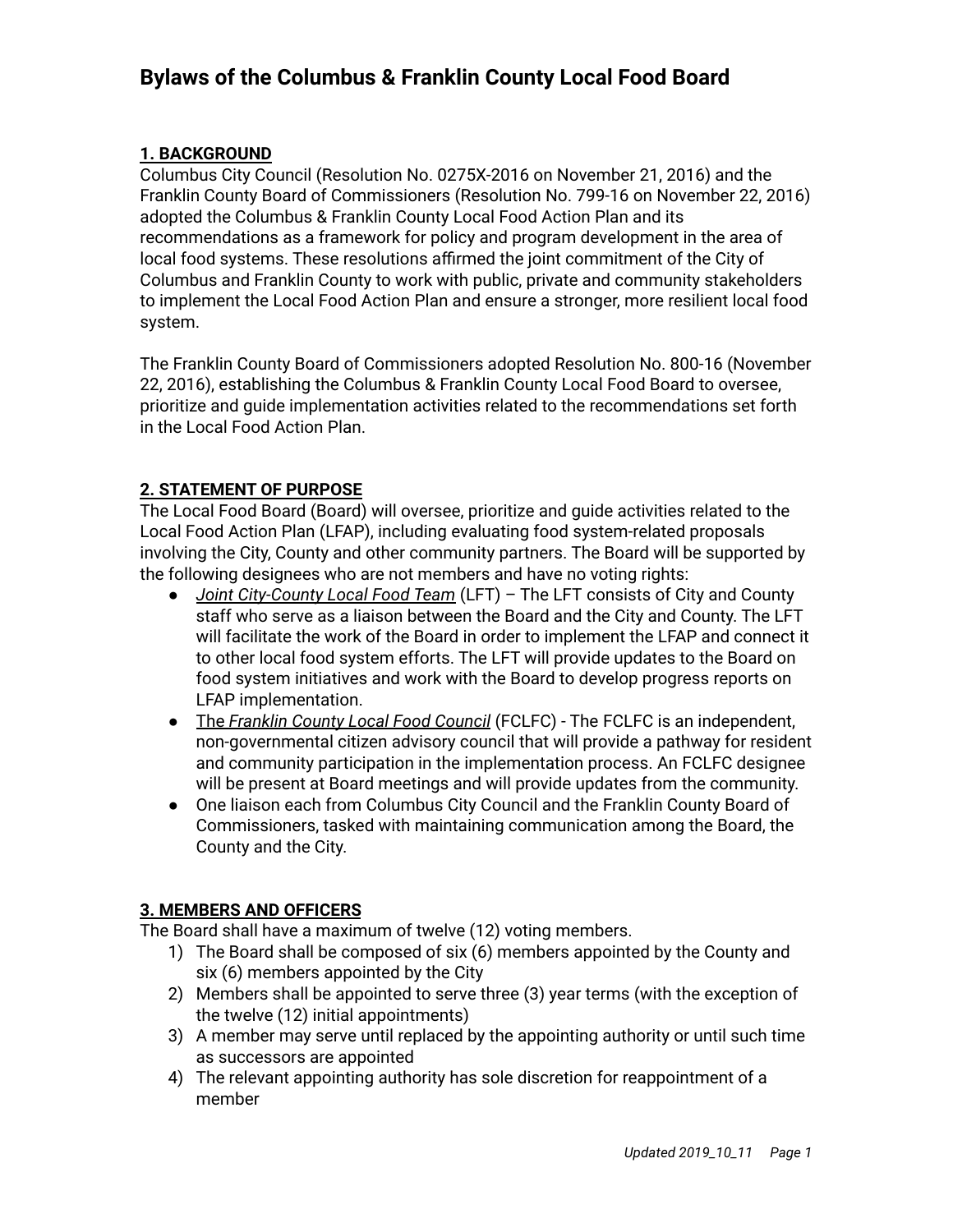# Bylaws of the Columbus & Franklin County Local Food Board

**1. BACKGROUND**

Columbus City Council (Resolution No. 0275X-2016 on November 21, 2016) and the Franklin County Board of Commissioners (Resolution No. 799-16 on November 22, 2016) adopted the Columbus & Franklin County Local Food Action Plan and its recommendations as a framework for policy and program development in the area of local food systems. These resolutions affirmed the joint commitment of the City of Columbus and Franklin County to work with public, private and community stakeholders to implement the Local Food Action Plan and ensure a stronger, more resilient local food system.

The Franklin County Board of Commissioners adopted Resolution No. 800-16 (November 22, 2016), establishing the Columbus & Franklin County Local Food Board to oversee, prioritize and guide implementation activities related to the recommendations set forth in the Local Food Action Plan.

**2. STATEMENT OF PURPOSE**

The Local Food Board (Board) will oversee, prioritize and guide activities related to the Local Food Action Plan (LFAP), including evaluating food system-related proposals involving the City, County and other community partners. The Board will be supported by the following designees who are not members and have no voting rights:

- *Joint City-County Local Food Team* (LFT) – The LFT consists of City and County staff who serve as a liaison between the Board and the City and County. The LFT will facilitate the work of the Board in order to implement the LFAP and connect it to other local food system efforts. The LFT will provide updates to the Board on food system initiatives and work with the Board to develop progress reports on LFAP implementation.
- The *Franklin County Local Food Council* (FCLFC) - The FCLFC is an independent, non-governmental citizen advisory council that will provide a pathway for resident and community participation in the implementation process. An FCLFC designee will be present at Board meetings and will provide updates from the community.
- One liaison each from Columbus City Council and the Franklin County Board of Commissioners, tasked with maintaining communication among the Board, the County and the City.

**3. MEMBERS AND OFFICERS**

The Board shall have a maximum of twelve (12) voting members.

1) The Board shall be composed of six (6) members appointed by the County and six (6) members appointed by the City
2) Members shall be appointed to serve three (3) year terms (with the exception of the twelve (12) initial appointments)
3) A member may serve until replaced by the appointing authority or until such time as successors are appointed
4) The relevant appointing authority has sole discretion for reappointment of a member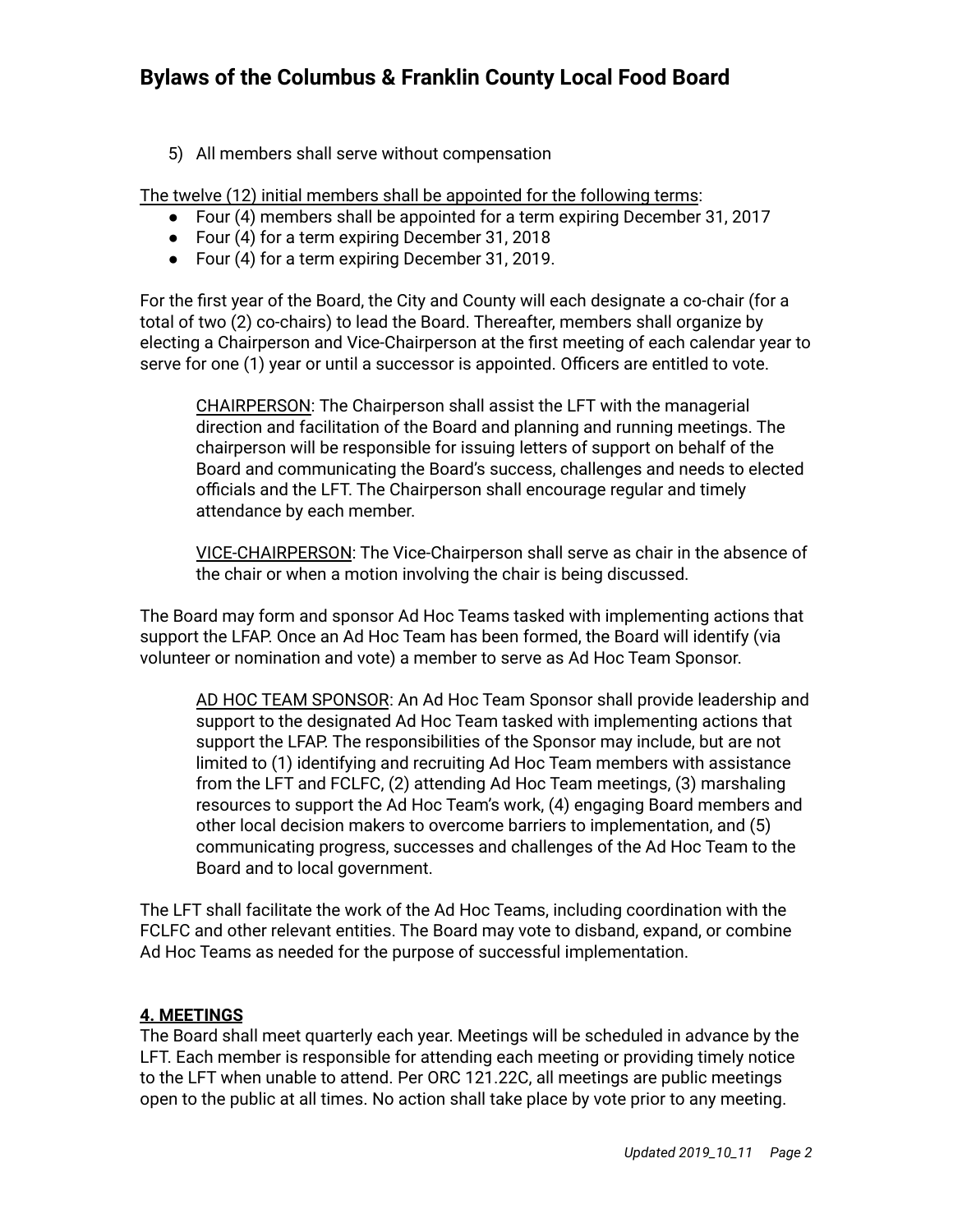5) All members shall serve without compensation

<u>The twelve (12) initial members shall be appointed for the following terms</u>:

- Four (4) members shall be appointed for a term expiring December 31, 2017
- Four (4) for a term expiring December 31, 2018
- Four (4) for a term expiring December 31, 2019.

For the first year of the Board, the City and County will each designate a co-chair (for a total of two (2) co-chairs) to lead the Board. Thereafter, members shall organize by electing a Chairperson and Vice-Chairperson at the first meeting of each calendar year to serve for one (1) year or until a successor is appointed. Officers are entitled to vote.

> <u>CHAIRPERSON</u>: The Chairperson shall assist the LFT with the managerial direction and facilitation of the Board and planning and running meetings. The chairperson will be responsible for issuing letters of support on behalf of the Board and communicating the Board's success, challenges and needs to elected officials and the LFT. The Chairperson shall encourage regular and timely attendance by each member.
>
> <u>VICE-CHAIRPERSON</u>: The Vice-Chairperson shall serve as chair in the absence of the chair or when a motion involving the chair is being discussed.

The Board may form and sponsor Ad Hoc Teams tasked with implementing actions that support the LFAP. Once an Ad Hoc Team has been formed, the Board will identify (via volunteer or nomination and vote) a member to serve as Ad Hoc Team Sponsor.

> <u>AD HOC TEAM SPONSOR</u>: An Ad Hoc Team Sponsor shall provide leadership and support to the designated Ad Hoc Team tasked with implementing actions that support the LFAP. The responsibilities of the Sponsor may include, but are not limited to (1) identifying and recruiting Ad Hoc Team members with assistance from the LFT and FCLFC, (2) attending Ad Hoc Team meetings, (3) marshaling resources to support the Ad Hoc Team's work, (4) engaging Board members and other local decision makers to overcome barriers to implementation, and (5) communicating progress, successes and challenges of the Ad Hoc Team to the Board and to local government.

The LFT shall facilitate the work of the Ad Hoc Teams, including coordination with the FCLFC and other relevant entities. The Board may vote to disband, expand, or combine Ad Hoc Teams as needed for the purpose of successful implementation.

## 4. MEETINGS

The Board shall meet quarterly each year. Meetings will be scheduled in advance by the LFT. Each member is responsible for attending each meeting or providing timely notice to the LFT when unable to attend. Per ORC 121.22C, all meetings are public meetings open to the public at all times. No action shall take place by vote prior to any meeting.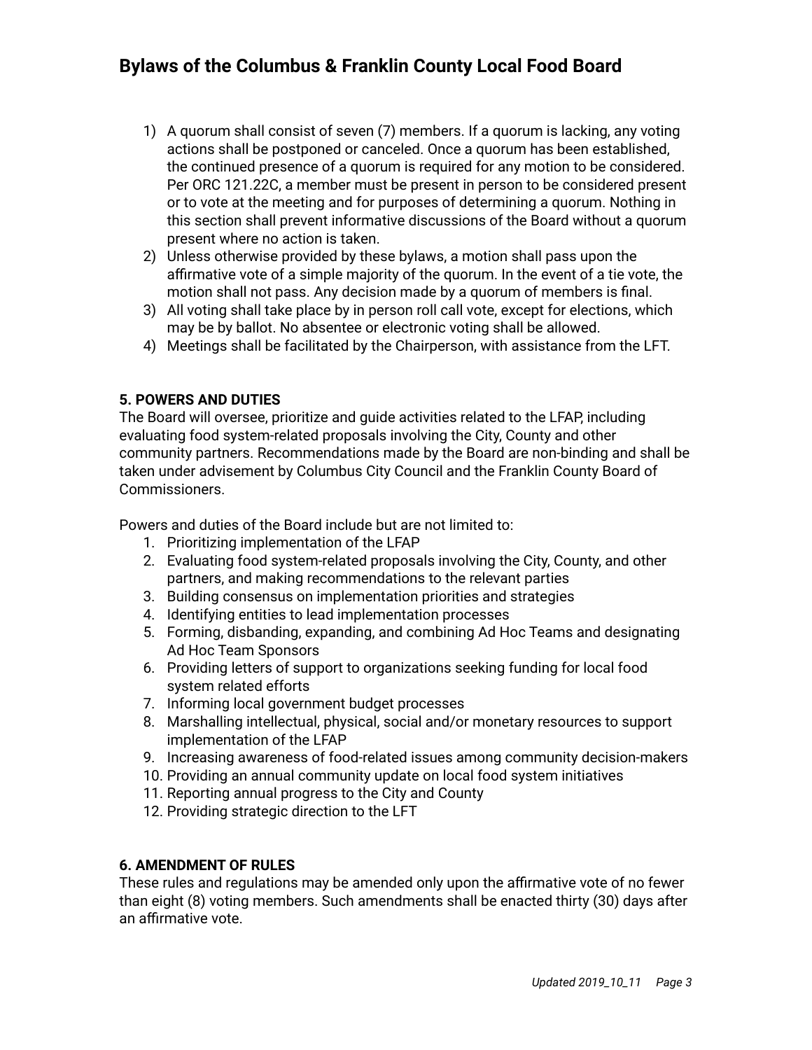1) A quorum shall consist of seven (7) members. If a quorum is lacking, any voting actions shall be postponed or canceled. Once a quorum has been established, the continued presence of a quorum is required for any motion to be considered. Per ORC 121.22C, a member must be present in person to be considered present or to vote at the meeting and for purposes of determining a quorum. Nothing in this section shall prevent informative discussions of the Board without a quorum present where no action is taken.
2) Unless otherwise provided by these bylaws, a motion shall pass upon the affirmative vote of a simple majority of the quorum. In the event of a tie vote, the motion shall not pass. Any decision made by a quorum of members is final.
3) All voting shall take place by in person roll call vote, except for elections, which may be by ballot. No absentee or electronic voting shall be allowed.
4) Meetings shall be facilitated by the Chairperson, with assistance from the LFT.

**5. POWERS AND DUTIES**

The Board will oversee, prioritize and guide activities related to the LFAP, including evaluating food system-related proposals involving the City, County and other community partners. Recommendations made by the Board are non-binding and shall be taken under advisement by Columbus City Council and the Franklin County Board of Commissioners.

Powers and duties of the Board include but are not limited to:

1. Prioritizing implementation of the LFAP
2. Evaluating food system-related proposals involving the City, County, and other partners, and making recommendations to the relevant parties
3. Building consensus on implementation priorities and strategies
4. Identifying entities to lead implementation processes
5. Forming, disbanding, expanding, and combining Ad Hoc Teams and designating Ad Hoc Team Sponsors
6. Providing letters of support to organizations seeking funding for local food system related efforts
7. Informing local government budget processes
8. Marshalling intellectual, physical, social and/or monetary resources to support implementation of the LFAP
9. Increasing awareness of food-related issues among community decision-makers
10. Providing an annual community update on local food system initiatives
11. Reporting annual progress to the City and County
12. Providing strategic direction to the LFT

**6. AMENDMENT OF RULES**

These rules and regulations may be amended only upon the affirmative vote of no fewer than eight (8) voting members. Such amendments shall be enacted thirty (30) days after an affirmative vote.